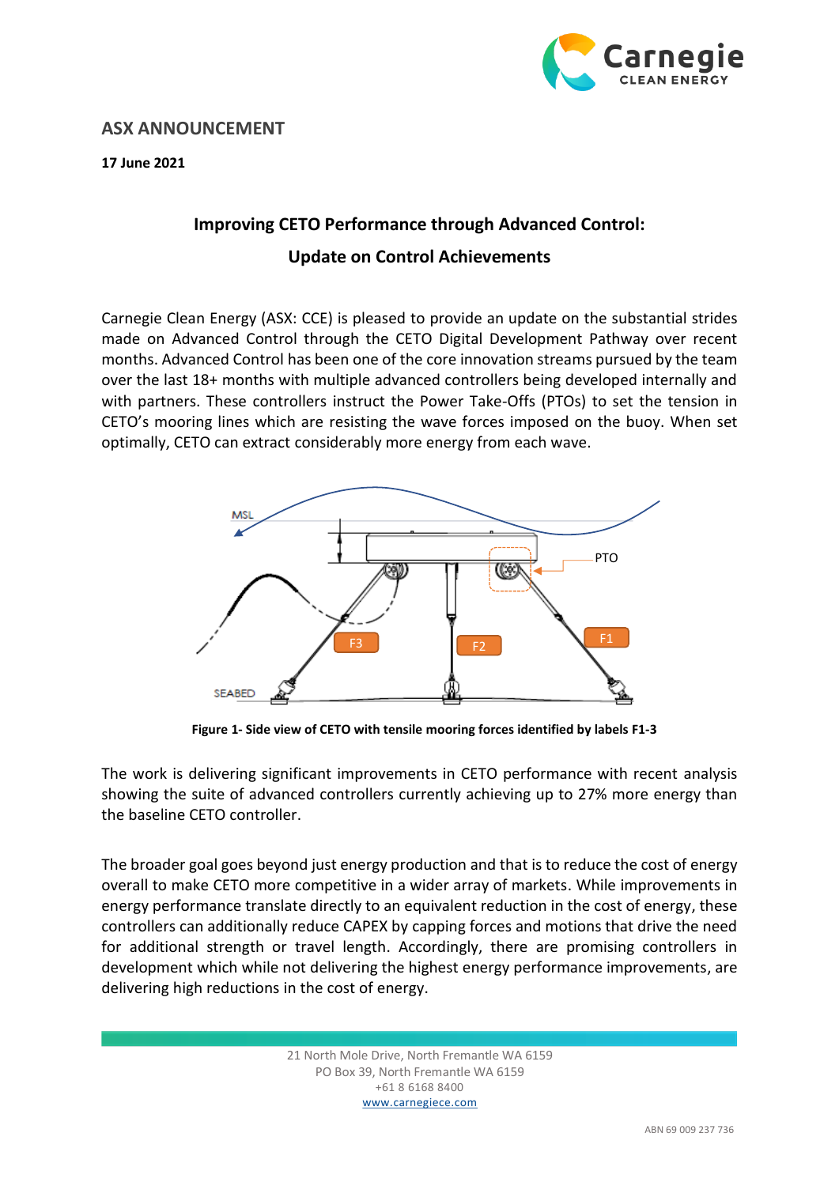## ASX ANNOUNCEMENT

**17 June 2021**

### Improving CETO Performance through Advanced Control:

### Update on Control Achievements

Carnegie Clean Energy (ASX: CCE) is pleased to provide an update on the substantial strides made on Advanced Control through the CETO Digital Development Pathway over recent months. Advanced Control has been one of the core innovation streams pursued by the team over the last 18+ months with multiple advanced controllers being developed internally and with partners. These controllers instruct the Power Take-Offs (PTOs) to set the tension in CETO's mooring lines which are resisting the wave forces imposed on the buoy. When set optimally, CETO can extract considerably more energy from each wave.

**Figure 1- Side view of CETO with tensile mooring forces identified by labels F1-3**

The work is delivering significant improvements in CETO performance with recent analysis showing the suite of advanced controllers currently achieving up to 27% more energy than the baseline CETO controller.

The broader goal goes beyond just energy production and that is to reduce the cost of energy overall to make CETO more competitive in a wider array of markets. While improvements in energy performance translate directly to an equivalent reduction in the cost of energy, these controllers can additionally reduce CAPEX by capping forces and motions that drive the need for additional strength or travel length. Accordingly, there are promising controllers in development which while not delivering the highest energy performance improvements, are delivering high reductions in the cost of energy.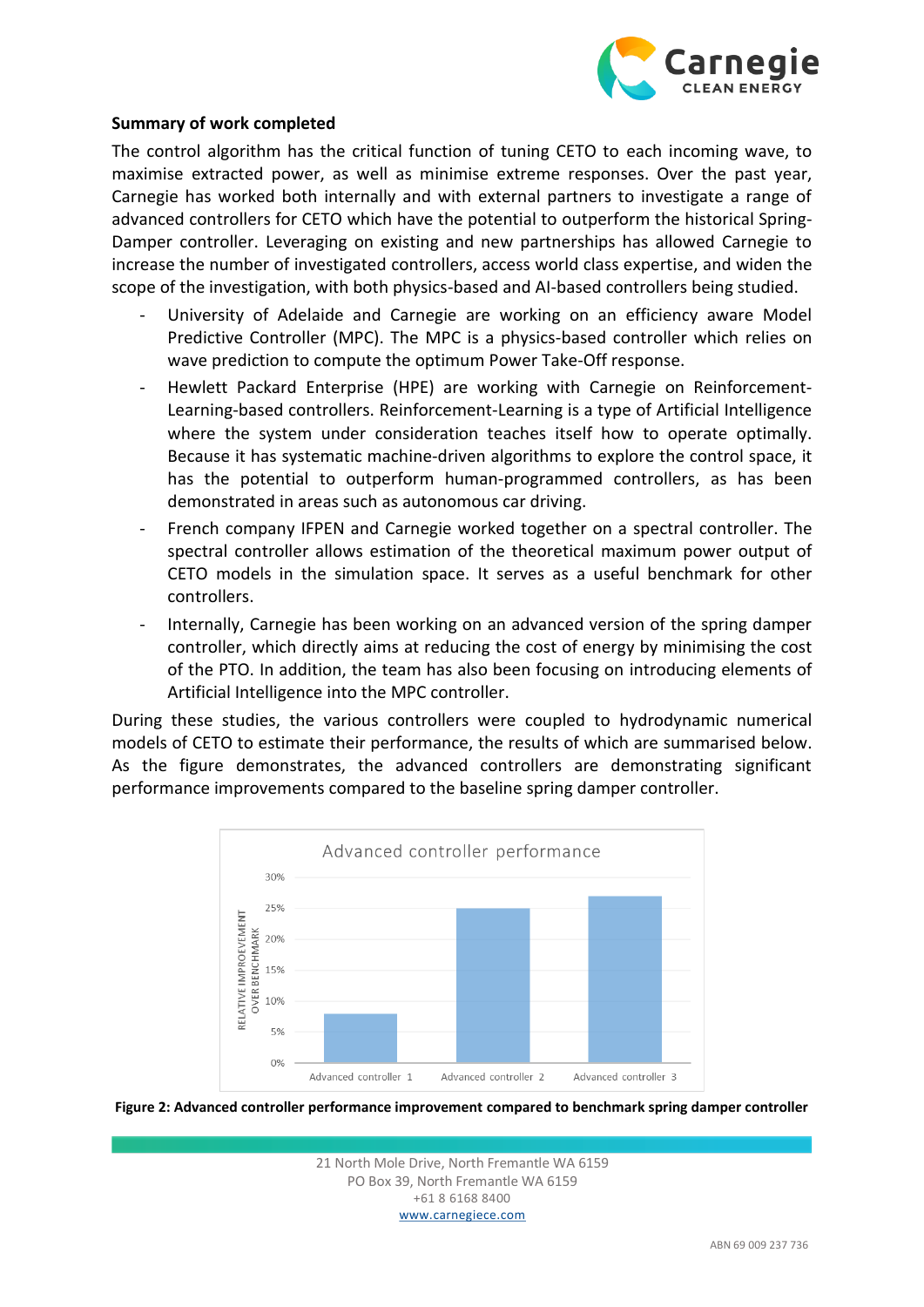**Summary of work completed**

The control algorithm has the critical function of tuning CETO to each incoming wave, to maximise extracted power, as well as minimise extreme responses. Over the past year, Carnegie has worked both internally and with external partners to investigate a range of advanced controllers for CETO which have the potential to outperform the historical Spring-Damper controller. Leveraging on existing and new partnerships has allowed Carnegie to increase the number of investigated controllers, access world class expertise, and widen the scope of the investigation, with both physics-based and AI-based controllers being studied.

- University of Adelaide and Carnegie are working on an efficiency aware Model Predictive Controller (MPC). The MPC is a physics-based controller which relies on wave prediction to compute the optimum Power Take-Off response.
- Hewlett Packard Enterprise (HPE) are working with Carnegie on Reinforcement-Learning-based controllers. Reinforcement-Learning is a type of Artificial Intelligence where the system under consideration teaches itself how to operate optimally. Because it has systematic machine-driven algorithms to explore the control space, it has the potential to outperform human-programmed controllers, as has been demonstrated in areas such as autonomous car driving.
- French company IFPEN and Carnegie worked together on a spectral controller. The spectral controller allows estimation of the theoretical maximum power output of CETO models in the simulation space. It serves as a useful benchmark for other controllers.
- Internally, Carnegie has been working on an advanced version of the spring damper controller, which directly aims at reducing the cost of energy by minimising the cost of the PTO. In addition, the team has also been focusing on introducing elements of Artificial Intelligence into the MPC controller.

During these studies, the various controllers were coupled to hydrodynamic numerical models of CETO to estimate their performance, the results of which are summarised below. As the figure demonstrates, the advanced controllers are demonstrating significant performance improvements compared to the baseline spring damper controller.

**Figure 2: Advanced controller performance improvement compared to benchmark spring damper controller**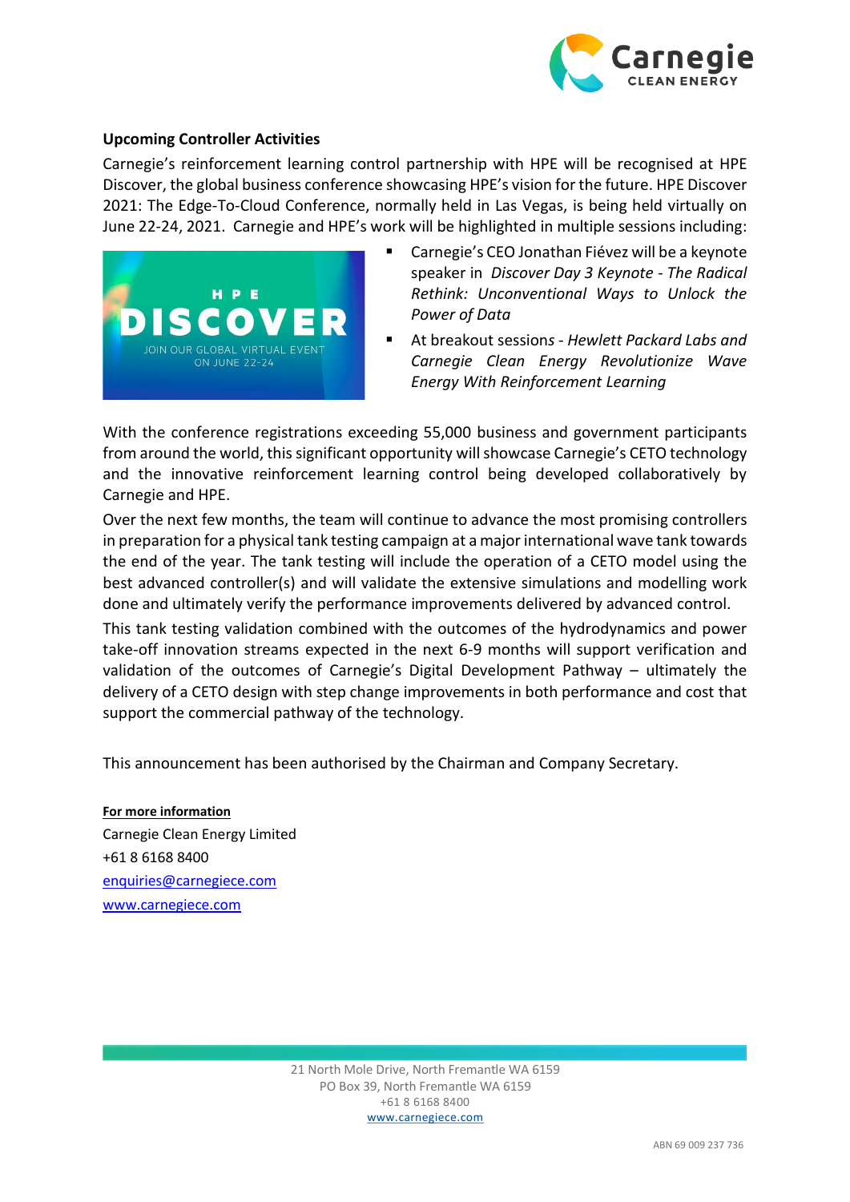**Upcoming Controller Activities**

Carnegie's reinforcement learning control partnership with HPE will be recognised at HPE Discover, the global business conference showcasing HPE's vision for the future. HPE Discover 2021: The Edge-To-Cloud Conference, normally held in Las Vegas, is being held virtually on June 22-24, 2021. Carnegie and HPE's work will be highlighted in multiple sessions including:

- Carnegie's CEO Jonathan Fiévez will be a keynote speaker in *Discover Day 3 Keynote - The Radical Rethink: Unconventional Ways to Unlock the Power of Data*
- At breakout sessions - *Hewlett Packard Labs and Carnegie Clean Energy Revolutionize Wave Energy With Reinforcement Learning*

With the conference registrations exceeding 55,000 business and government participants from around the world, this significant opportunity will showcase Carnegie's CETO technology and the innovative reinforcement learning control being developed collaboratively by Carnegie and HPE.

Over the next few months, the team will continue to advance the most promising controllers in preparation for a physical tank testing campaign at a major international wave tank towards the end of the year. The tank testing will include the operation of a CETO model using the best advanced controller(s) and will validate the extensive simulations and modelling work done and ultimately verify the performance improvements delivered by advanced control.

This tank testing validation combined with the outcomes of the hydrodynamics and power take-off innovation streams expected in the next 6-9 months will support verification and validation of the outcomes of Carnegie's Digital Development Pathway – ultimately the delivery of a CETO design with step change improvements in both performance and cost that support the commercial pathway of the technology.

This announcement has been authorised by the Chairman and Company Secretary.

**For more information**

Carnegie Clean Energy Limited
+61 8 6168 8400
enquiries@carnegiece.com
www.carnegiece.com